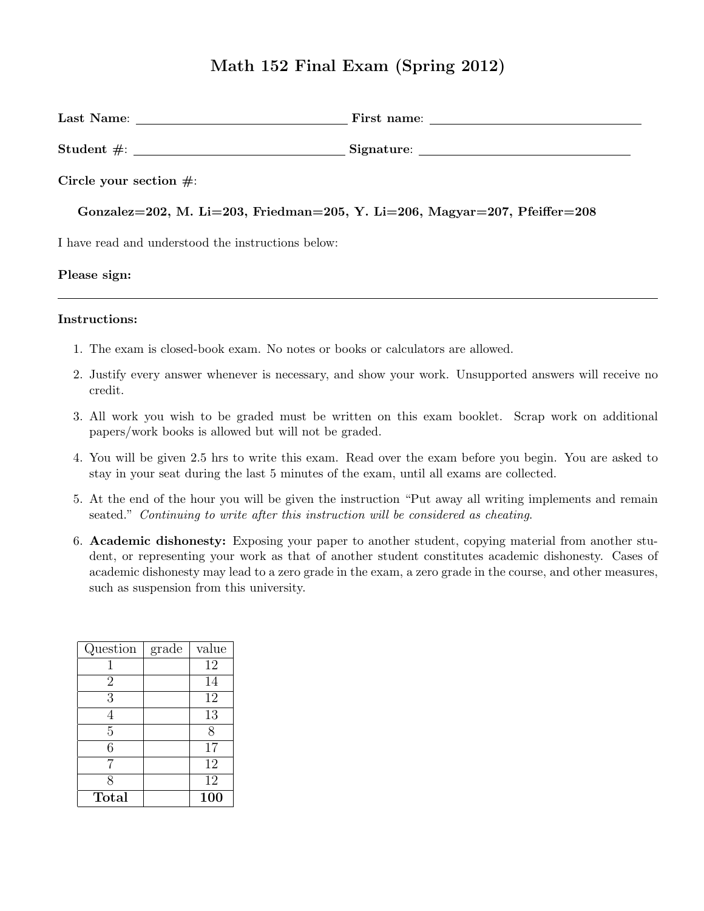# Math 152 Final Exam (Spring 2012)

**Last Name**: ______________________________ **First name**: ______________________________

**Student #**: ______________________________ **Signature**: ______________________________

**Circle your section #**:

**Gonzalez=202, M. Li=203, Friedman=205, Y. Li=206, Magyar=207, Pfeiffer=208**

I have read and understood the instructions below:

**Please sign:**

---

**Instructions:**

1. The exam is closed-book exam. No notes or books or calculators are allowed.
2. Justify every answer whenever is necessary, and show your work. Unsupported answers will receive no credit.
3. All work you wish to be graded must be written on this exam booklet. Scrap work on additional papers/work books is allowed but will not be graded.
4. You will be given 2.5 hrs to write this exam. Read over the exam before you begin. You are asked to stay in your seat during the last 5 minutes of the exam, until all exams are collected.
5. At the end of the hour you will be given the instruction "Put away all writing implements and remain seated." *Continuing to write after this instruction will be considered as cheating.*
6. **Academic dishonesty:** Exposing your paper to another student, copying material from another student, or representing your work as that of another student constitutes academic dishonesty. Cases of academic dishonesty may lead to a zero grade in the exam, a zero grade in the course, and other measures, such as suspension from this university.

| Question | grade | value |
|---|---|---|
| 1 | | 12 |
| 2 | | 14 |
| 3 | | 12 |
| 4 | | 13 |
| 5 | | 8 |
| 6 | | 17 |
| 7 | | 12 |
| 8 | | 12 |
| **Total** | | **100** |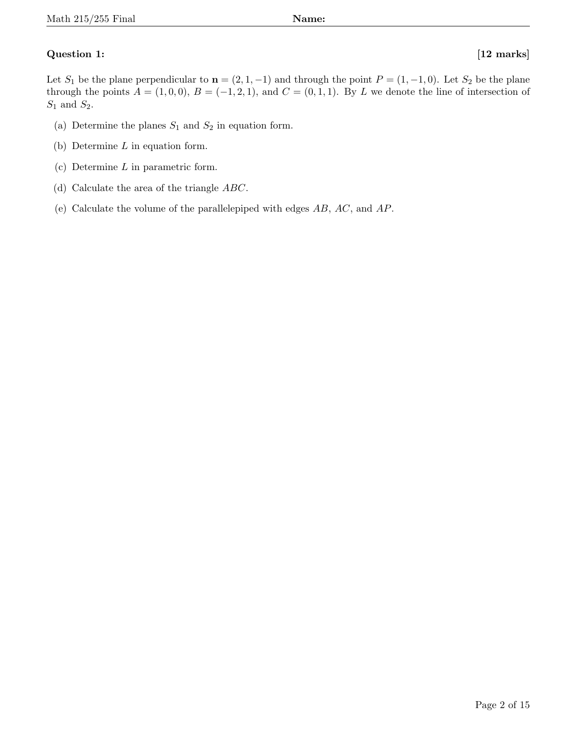**Question 1:** **[12 marks]**

Let $S_1$ be the plane perpendicular to $\mathbf{n} = (2, 1, -1)$ and through the point $P = (1, -1, 0)$. Let $S_2$ be the plane through the points $A = (1, 0, 0)$, $B = (-1, 2, 1)$, and $C = (0, 1, 1)$. By $L$ we denote the line of intersection of $S_1$ and $S_2$.

(a) Determine the planes $S_1$ and $S_2$ in equation form.

(b) Determine $L$ in equation form.

(c) Determine $L$ in parametric form.

(d) Calculate the area of the triangle $ABC$.

(e) Calculate the volume of the parallelepiped with edges $AB$, $AC$, and $AP$.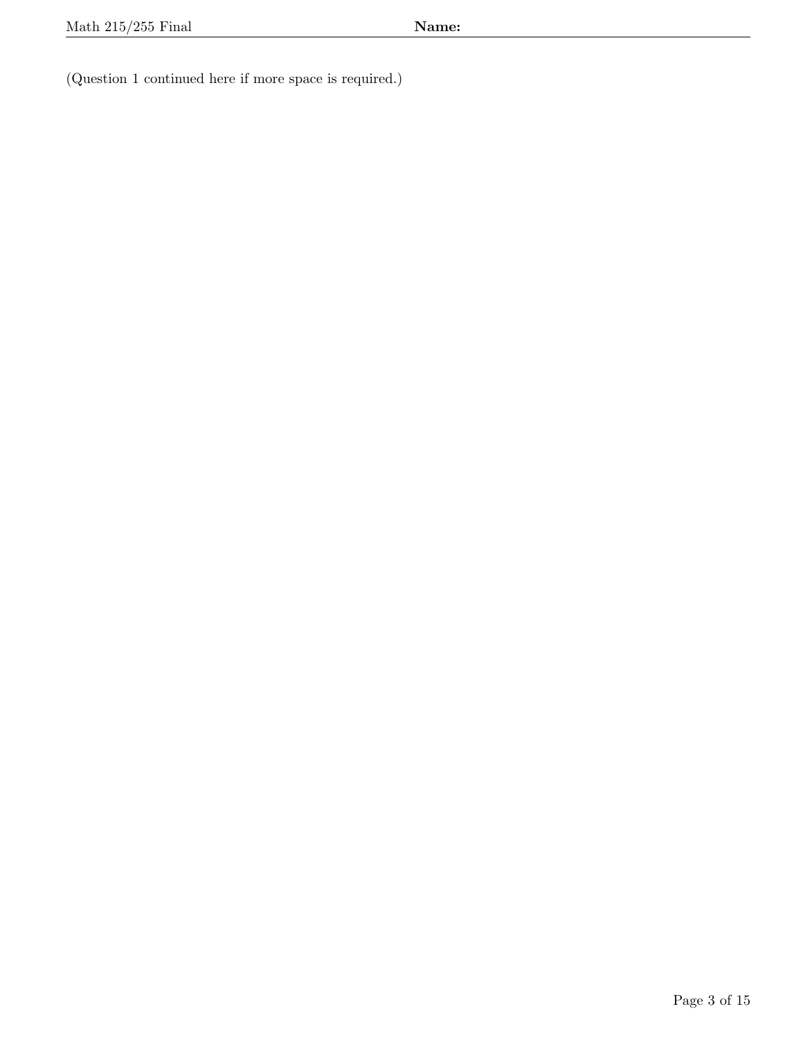(Question 1 continued here if more space is required.)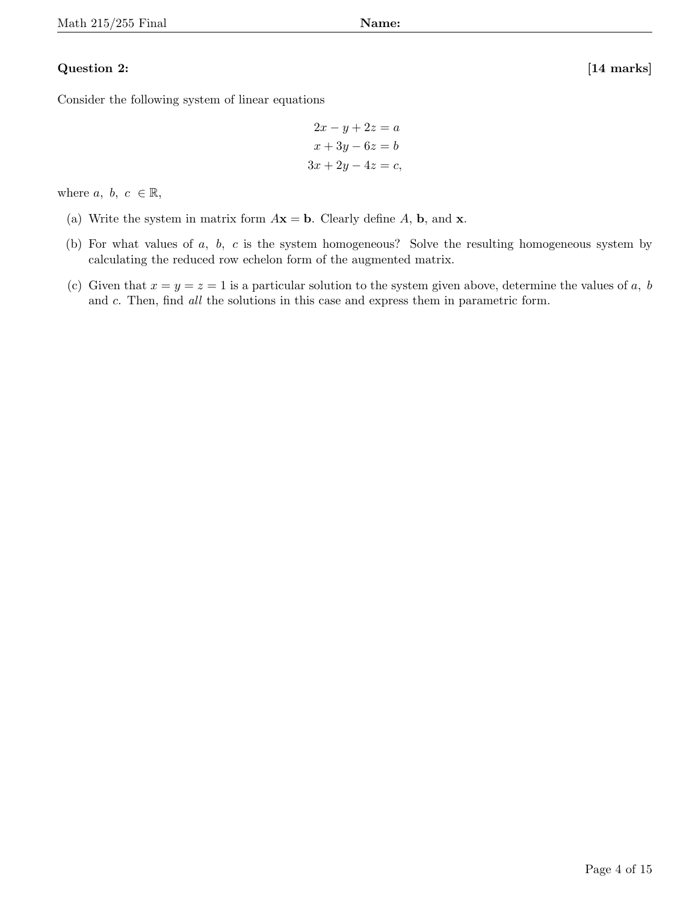**Question 2:** **[14 marks]**

Consider the following system of linear equations

$$
\begin{aligned}
2x - y + 2z &= a \\
x + 3y - 6z &= b \\
3x + 2y - 4z &= c,
\end{aligned}
$$

where $a,\ b,\ c\ \in \mathbb{R}$,

(a) Write the system in matrix form $A\mathbf{x} = \mathbf{b}$. Clearly define $A$, $\mathbf{b}$, and $\mathbf{x}$.

(b) For what values of $a,\ b,\ c$ is the system homogeneous? Solve the resulting homogeneous system by calculating the reduced row echelon form of the augmented matrix.

(c) Given that $x = y = z = 1$ is a particular solution to the system given above, determine the values of $a,\ b$ and $c$. Then, find *all* the solutions in this case and express them in parametric form.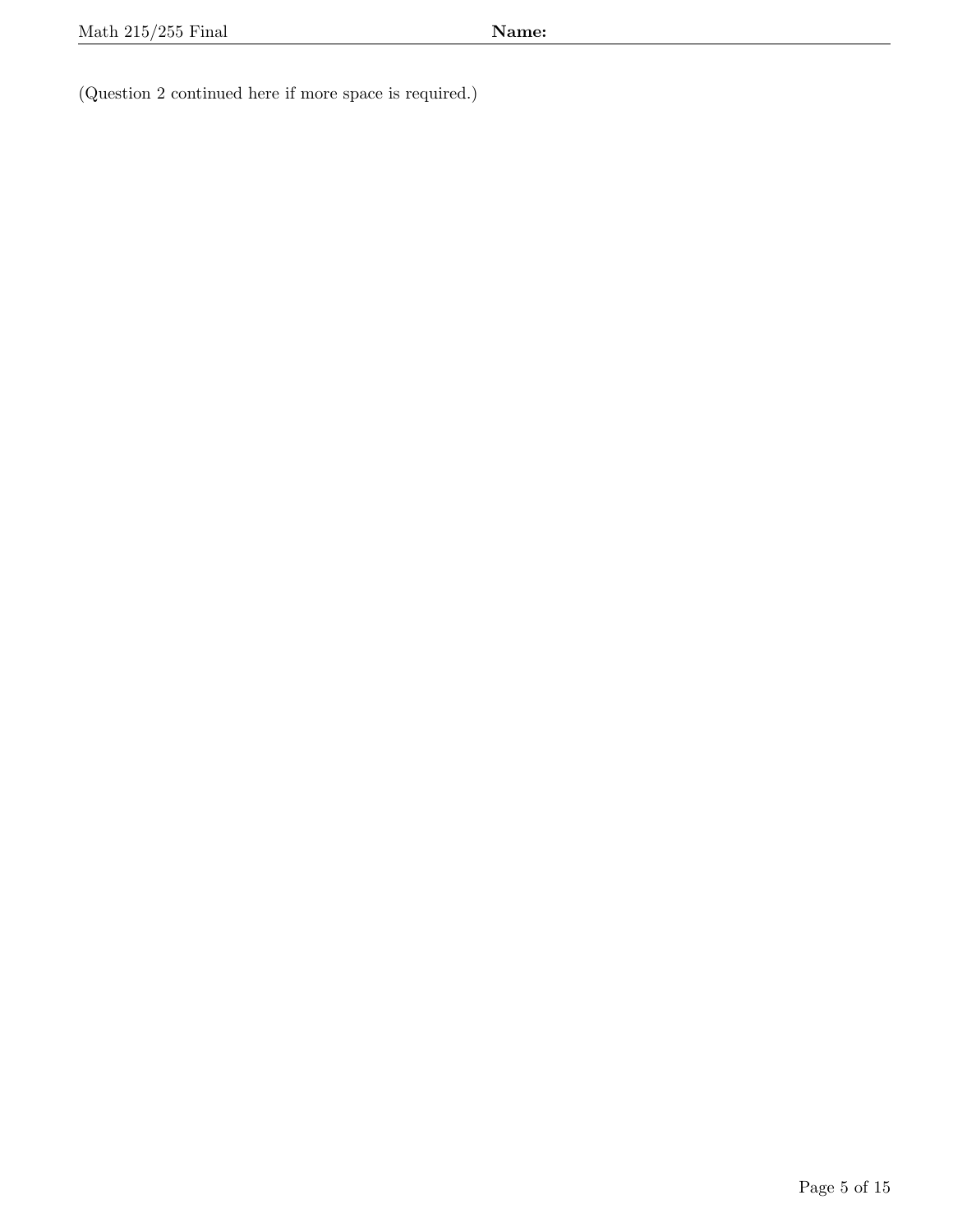(Question 2 continued here if more space is required.)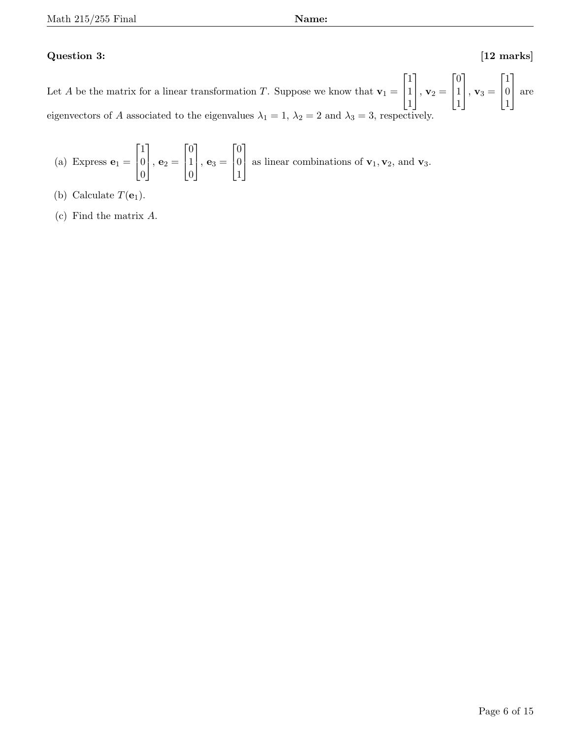**Question 3:** **[12 marks]**

Let $A$ be the matrix for a linear transformation $T$. Suppose we know that $\mathbf{v}_1 = \begin{bmatrix} 1 \\ 1 \\ 1 \end{bmatrix}$, $\mathbf{v}_2 = \begin{bmatrix} 0 \\ 1 \\ 1 \end{bmatrix}$, $\mathbf{v}_3 = \begin{bmatrix} 1 \\ 0 \\ 1 \end{bmatrix}$ are eigenvectors of $A$ associated to the eigenvalues $\lambda_1 = 1$, $\lambda_2 = 2$ and $\lambda_3 = 3$, respectively.

(a) Express $\mathbf{e}_1 = \begin{bmatrix} 1 \\ 0 \\ 0 \end{bmatrix}$, $\mathbf{e}_2 = \begin{bmatrix} 0 \\ 1 \\ 0 \end{bmatrix}$, $\mathbf{e}_3 = \begin{bmatrix} 0 \\ 0 \\ 1 \end{bmatrix}$ as linear combinations of $\mathbf{v}_1, \mathbf{v}_2$, and $\mathbf{v}_3$.

(b) Calculate $T(\mathbf{e}_1)$.

(c) Find the matrix $A$.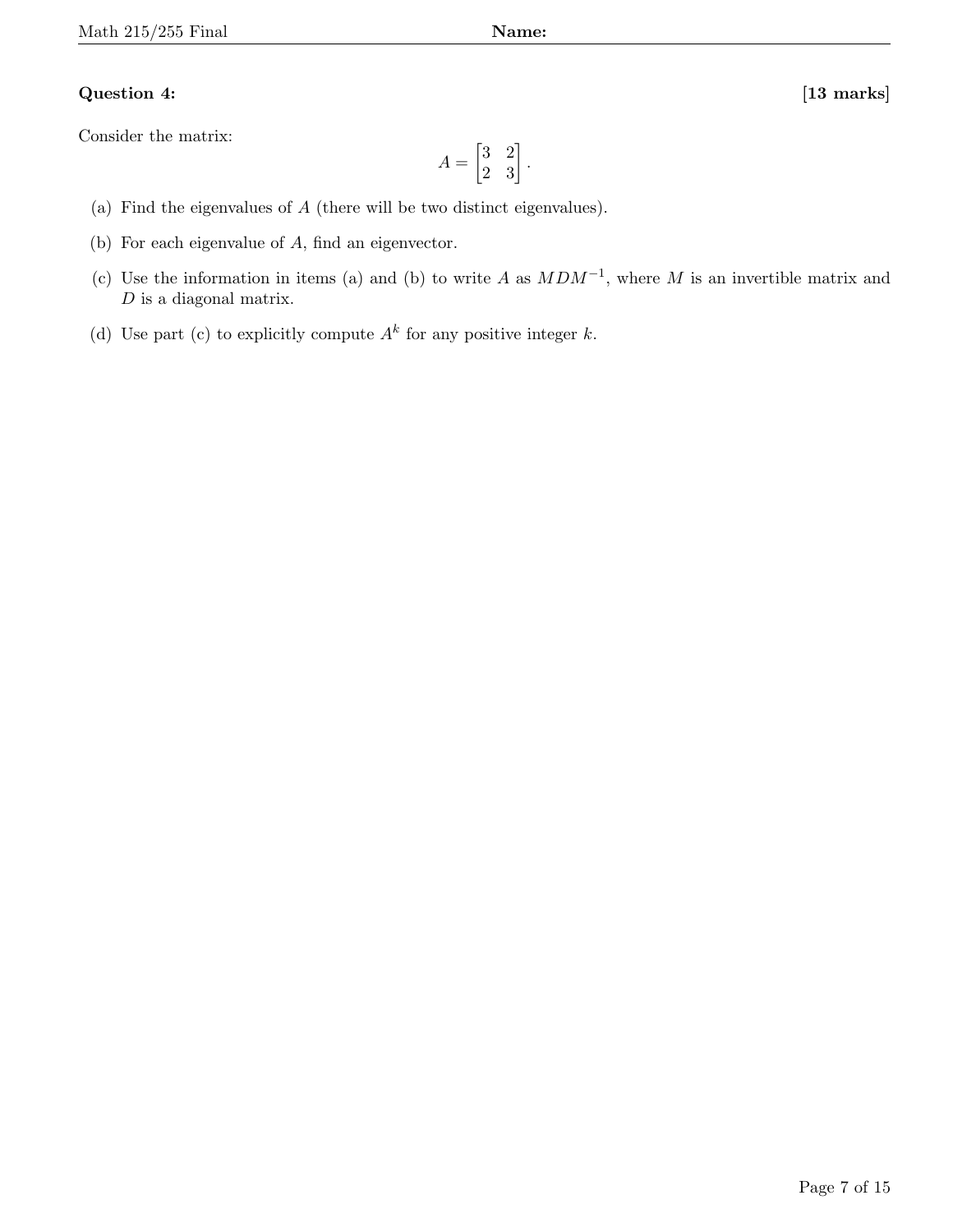**Question 4:** **[13 marks]**

Consider the matrix:

$$A = \begin{bmatrix} 3 & 2 \\ 2 & 3 \end{bmatrix}.$$

(a) Find the eigenvalues of $A$ (there will be two distinct eigenvalues).

(b) For each eigenvalue of $A$, find an eigenvector.

(c) Use the information in items (a) and (b) to write $A$ as $MDM^{-1}$, where $M$ is an invertible matrix and $D$ is a diagonal matrix.

(d) Use part (c) to explicitly compute $A^k$ for any positive integer $k$.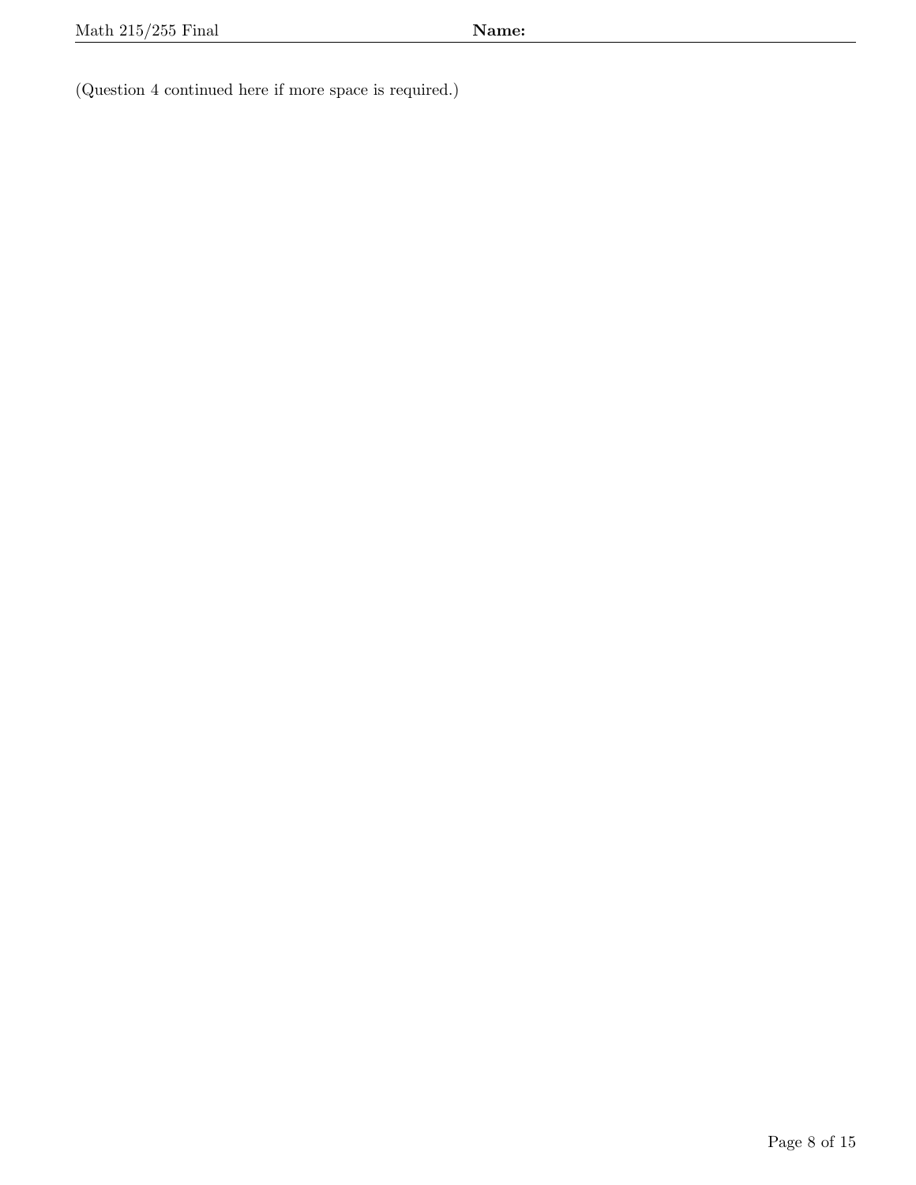(Question 4 continued here if more space is required.)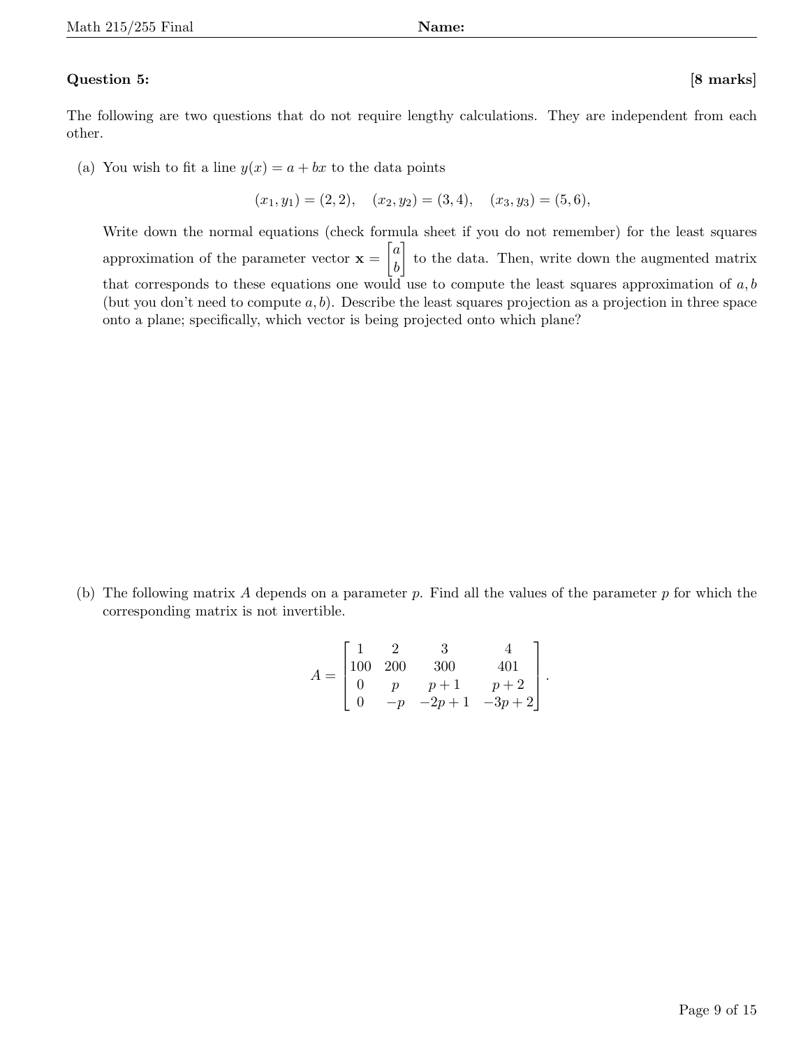**Question 5:** **[8 marks]**

The following are two questions that do not require lengthy calculations. They are independent from each other.

(a) You wish to fit a line $y(x) = a + bx$ to the data points

$$(x_1, y_1) = (2, 2), \quad (x_2, y_2) = (3, 4), \quad (x_3, y_3) = (5, 6),$$

Write down the normal equations (check formula sheet if you do not remember) for the least squares approximation of the parameter vector $\mathbf{x} = \begin{bmatrix} a \\ b \end{bmatrix}$ to the data. Then, write down the augmented matrix that corresponds to these equations one would use to compute the least squares approximation of $a, b$ (but you don't need to compute $a, b$). Describe the least squares projection as a projection in three space onto a plane; specifically, which vector is being projected onto which plane?

(b) The following matrix $A$ depends on a parameter $p$. Find all the values of the parameter $p$ for which the corresponding matrix is not invertible.

$$A = \begin{bmatrix} 1 & 2 & 3 & 4 \\ 100 & 200 & 300 & 401 \\ 0 & p & p+1 & p+2 \\ 0 & -p & -2p+1 & -3p+2 \end{bmatrix}.$$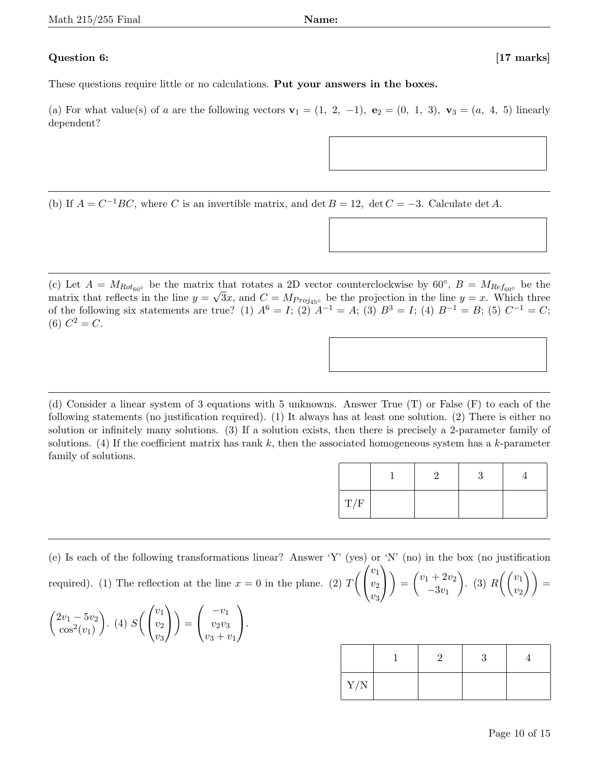**Question 6:** **[17 marks]**

These questions require little or no calculations. **Put your answers in the boxes.**

(a) For what value(s) of $a$ are the following vectors $\mathbf{v}_1 = (1,\ 2,\ -1)$, $\mathbf{e}_2 = (0,\ 1,\ 3)$, $\mathbf{v}_3 = (a,\ 4,\ 5)$ linearly dependent?

---

(b) If $A = C^{-1}BC$, where $C$ is an invertible matrix, and $\det B = 12$, $\det C = -3$. Calculate $\det A$.

---

(c) Let $A = M_{Rot_{60^\circ}}$ be the matrix that rotates a 2D vector counterclockwise by $60^\circ$, $B = M_{Ref_{60^\circ}}$ be the matrix that reflects in the line $y = \sqrt{3}x$, and $C = M_{Proj_{45^\circ}}$ be the projection in the line $y = x$. Which three of the following six statements are true? (1) $A^6 = I$; (2) $A^{-1} = A$; (3) $B^3 = I$; (4) $B^{-1} = B$; (5) $C^{-1} = C$; (6) $C^2 = C$.

---

(d) Consider a linear system of 3 equations with 5 unknowns. Answer True (T) or False (F) to each of the following statements (no justification required). (1) It always has at least one solution. (2) There is either no solution or infinitely many solutions. (3) If a solution exists, then there is precisely a 2-parameter family of solutions. (4) If the coefficient matrix has rank $k$, then the associated homogeneous system has a $k$-parameter family of solutions.

| | 1 | 2 | 3 | 4 |
|---|---|---|---|---|
| T/F | | | | |

---

(e) Is each of the following transformations linear? Answer 'Y' (yes) or 'N' (no) in the box (no justification required). (1) The reflection at the line $x = 0$ in the plane. (2) $T\left(\begin{pmatrix} v_1 \\ v_2 \\ v_3 \end{pmatrix}\right) = \begin{pmatrix} v_1 + 2v_2 \\ -3v_1 \end{pmatrix}$. (3) $R\left(\begin{pmatrix} v_1 \\ v_2 \end{pmatrix}\right) = \begin{pmatrix} 2v_1 - 5v_2 \\ \cos^2(v_1) \end{pmatrix}$. (4) $S\left(\begin{pmatrix} v_1 \\ v_2 \\ v_3 \end{pmatrix}\right) = \begin{pmatrix} -v_1 \\ v_2 v_3 \\ v_3 + v_1 \end{pmatrix}$.

| | 1 | 2 | 3 | 4 |
|---|---|---|---|---|
| Y/N | | | | |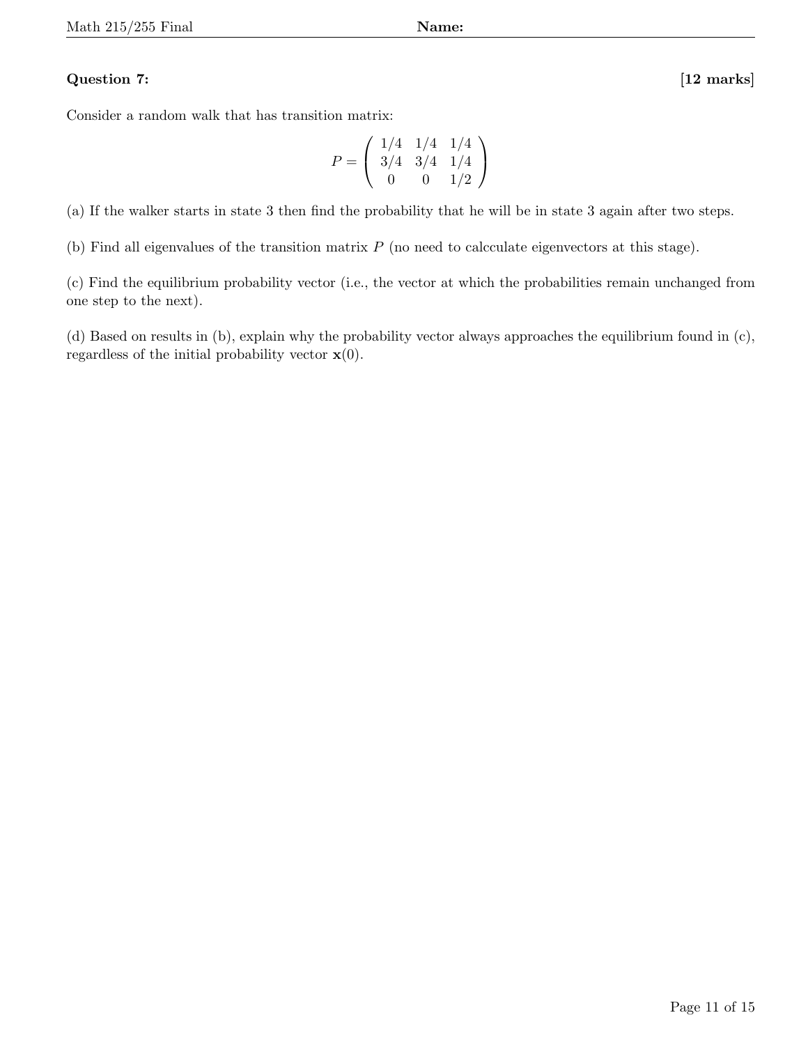**Question 7:** **[12 marks]**

Consider a random walk that has transition matrix:

$$P = \begin{pmatrix} 1/4 & 1/4 & 1/4 \\ 3/4 & 3/4 & 1/4 \\ 0 & 0 & 1/2 \end{pmatrix}$$

(a) If the walker starts in state 3 then find the probability that he will be in state 3 again after two steps.

(b) Find all eigenvalues of the transition matrix $P$ (no need to calcculate eigenvectors at this stage).

(c) Find the equilibrium probability vector (i.e., the vector at which the probabilities remain unchanged from one step to the next).

(d) Based on results in (b), explain why the probability vector always approaches the equilibrium found in (c), regardless of the initial probability vector $\mathbf{x}(0)$.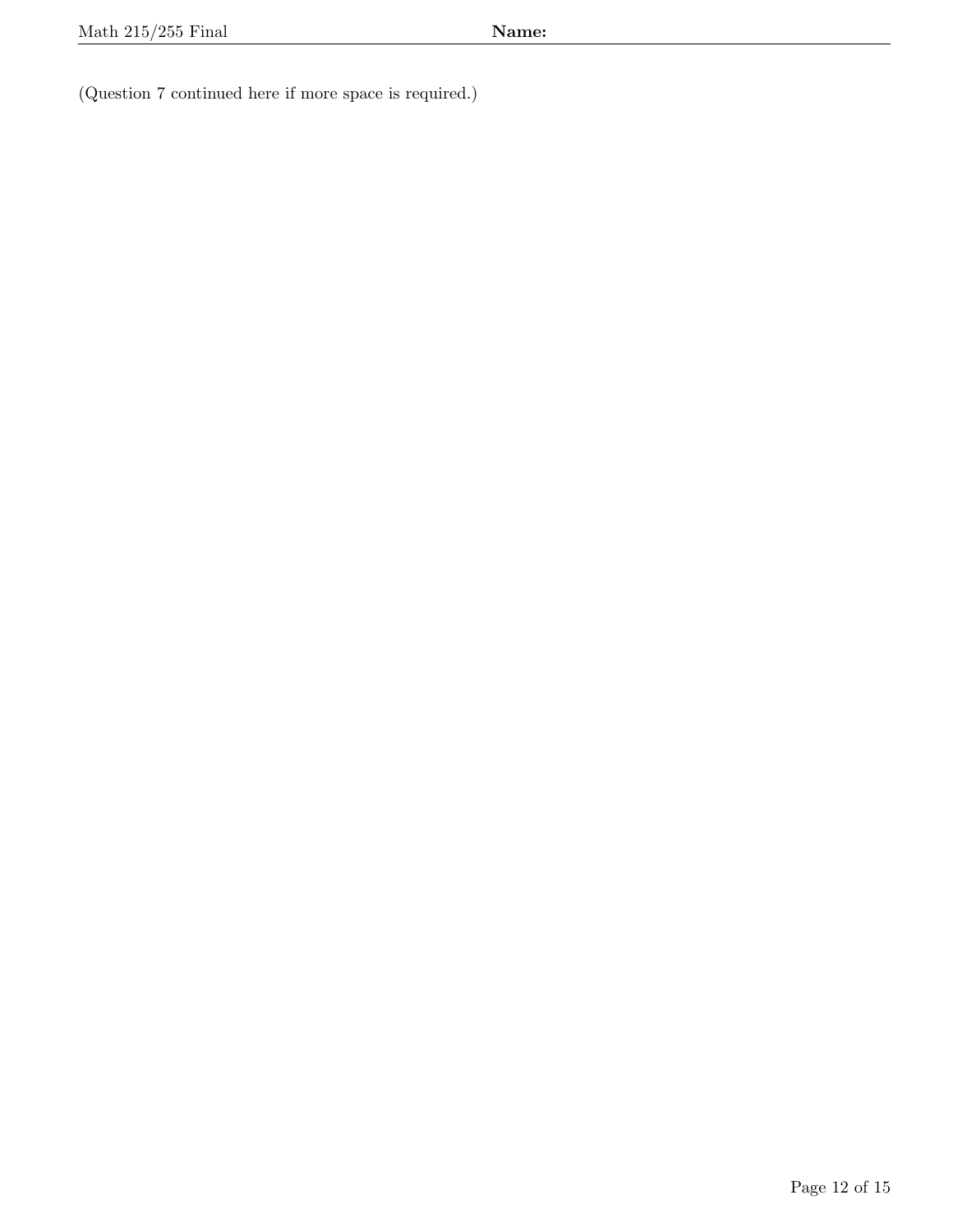(Question 7 continued here if more space is required.)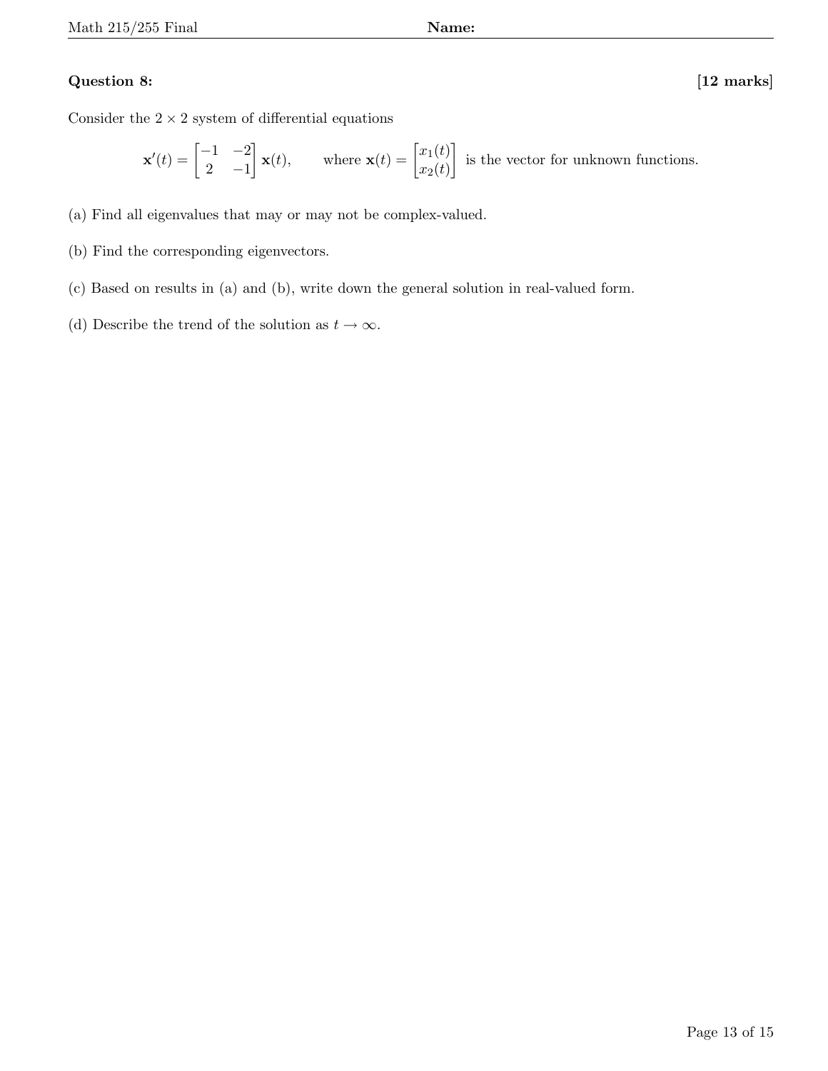**Question 8:** **[12 marks]**

Consider the $2 \times 2$ system of differential equations

$$\mathbf{x}'(t) = \begin{bmatrix} -1 & -2 \\ 2 & -1 \end{bmatrix} \mathbf{x}(t), \qquad \text{where } \mathbf{x}(t) = \begin{bmatrix} x_1(t) \\ x_2(t) \end{bmatrix} \text{ is the vector for unknown functions.}$$

(a) Find all eigenvalues that may or may not be complex-valued.

(b) Find the corresponding eigenvectors.

(c) Based on results in (a) and (b), write down the general solution in real-valued form.

(d) Describe the trend of the solution as $t \to \infty$.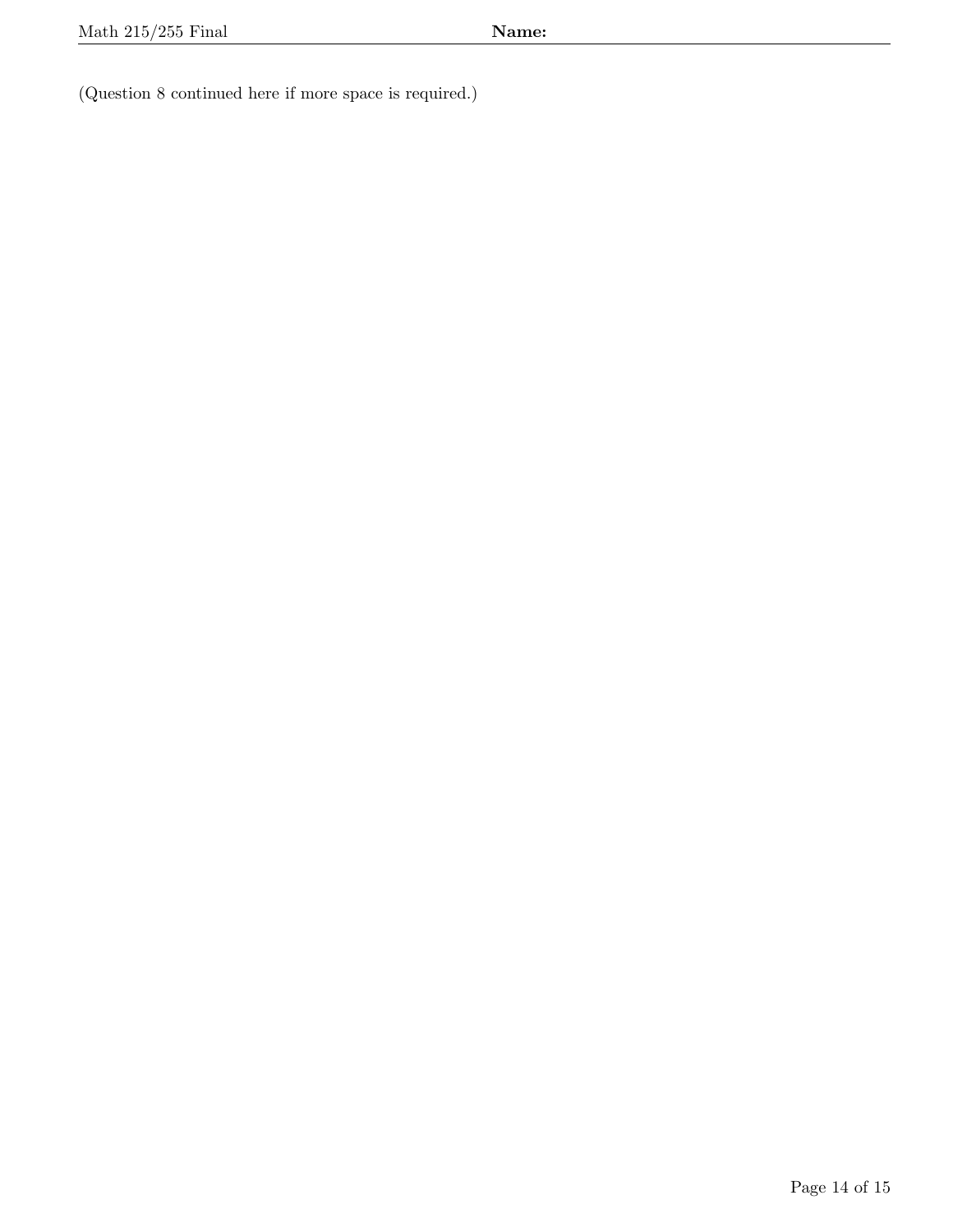(Question 8 continued here if more space is required.)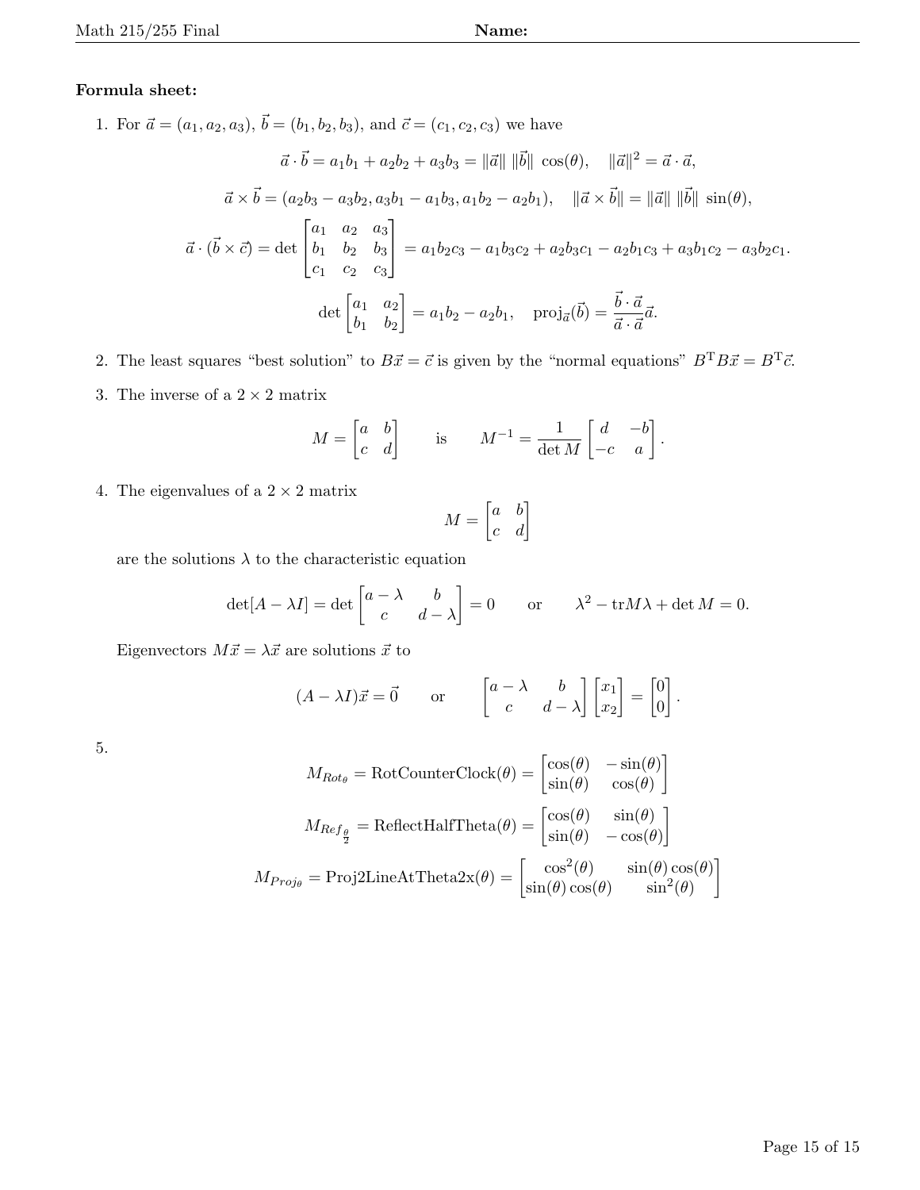**Formula sheet:**

1. For $\vec{a} = (a_1, a_2, a_3)$, $\vec{b} = (b_1, b_2, b_3)$, and $\vec{c} = (c_1, c_2, c_3)$ we have

$$\vec{a} \cdot \vec{b} = a_1 b_1 + a_2 b_2 + a_3 b_3 = \|\vec{a}\| \, \|\vec{b}\| \, \cos(\theta), \quad \|\vec{a}\|^2 = \vec{a} \cdot \vec{a},$$

$$\vec{a} \times \vec{b} = (a_2 b_3 - a_3 b_2, a_3 b_1 - a_1 b_3, a_1 b_2 - a_2 b_1), \quad \|\vec{a} \times \vec{b}\| = \|\vec{a}\| \, \|\vec{b}\| \, \sin(\theta),$$

$$\vec{a} \cdot (\vec{b} \times \vec{c}) = \det \begin{bmatrix} a_1 & a_2 & a_3 \\ b_1 & b_2 & b_3 \\ c_1 & c_2 & c_3 \end{bmatrix} = a_1 b_2 c_3 - a_1 b_3 c_2 + a_2 b_3 c_1 - a_2 b_1 c_3 + a_3 b_1 c_2 - a_3 b_2 c_1.$$

$$\det \begin{bmatrix} a_1 & a_2 \\ b_1 & b_2 \end{bmatrix} = a_1 b_2 - a_2 b_1, \quad \text{proj}_{\vec{a}}(\vec{b}) = \frac{\vec{b} \cdot \vec{a}}{\vec{a} \cdot \vec{a}} \vec{a}.$$

2. The least squares "best solution" to $B\vec{x} = \vec{c}$ is given by the "normal equations" $B^{\mathrm{T}} B \vec{x} = B^{\mathrm{T}} \vec{c}$.

3. The inverse of a $2 \times 2$ matrix

$$M = \begin{bmatrix} a & b \\ c & d \end{bmatrix} \qquad \text{is} \qquad M^{-1} = \frac{1}{\det M} \begin{bmatrix} d & -b \\ -c & a \end{bmatrix}.$$

4. The eigenvalues of a $2 \times 2$ matrix

$$M = \begin{bmatrix} a & b \\ c & d \end{bmatrix}$$

are the solutions $\lambda$ to the characteristic equation

$$\det[A - \lambda I] = \det \begin{bmatrix} a - \lambda & b \\ c & d - \lambda \end{bmatrix} = 0 \qquad \text{or} \qquad \lambda^2 - \text{tr} M \lambda + \det M = 0.$$

Eigenvectors $M\vec{x} = \lambda \vec{x}$ are solutions $\vec{x}$ to

$$(A - \lambda I)\vec{x} = \vec{0} \qquad \text{or} \qquad \begin{bmatrix} a - \lambda & b \\ c & d - \lambda \end{bmatrix} \begin{bmatrix} x_1 \\ x_2 \end{bmatrix} = \begin{bmatrix} 0 \\ 0 \end{bmatrix}.$$

5.

$$M_{Rot_\theta} = \text{RotCounterClock}(\theta) = \begin{bmatrix} \cos(\theta) & -\sin(\theta) \\ \sin(\theta) & \cos(\theta) \end{bmatrix}$$

$$M_{Ref_{\frac{\theta}{2}}} = \text{ReflectHalfTheta}(\theta) = \begin{bmatrix} \cos(\theta) & \sin(\theta) \\ \sin(\theta) & -\cos(\theta) \end{bmatrix}$$

$$M_{Proj_\theta} = \text{Proj2LineAtTheta2x}(\theta) = \begin{bmatrix} \cos^2(\theta) & \sin(\theta)\cos(\theta) \\ \sin(\theta)\cos(\theta) & \sin^2(\theta) \end{bmatrix}$$